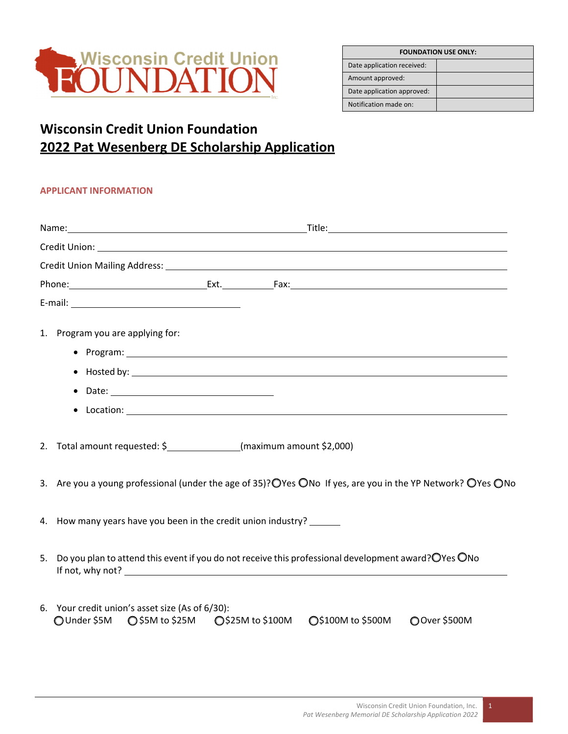| FOUNDATION USE ONLY: | |
|---|---|
| Date application received: | |
| Amount approved: | |
| Date application approved: | |
| Notification made on: | |

# Wisconsin Credit Union Foundation
# 2022 Pat Wesenberg DE Scholarship Application

## APPLICANT INFORMATION

Name:_______________________________ Title:_______________________________

Credit Union: _______________________________

Credit Union Mailing Address: _______________________________

Phone:__________________ Ext.________ Fax:_______________________________

E-mail: _______________________

1. Program you are applying for:
   - Program: _______________________________
   - Hosted by: _______________________________
   - Date: _______________________
   - Location: _______________________________

2. Total amount requested: $__________(maximum amount $2,000)

3. Are you a young professional (under the age of 35)? ○Yes ○No If yes, are you in the YP Network? ○Yes ○No

4. How many years have you been in the credit union industry? ______

5. Do you plan to attend this event if you do not receive this professional development award? ○Yes ○No
   If not, why not? _______________________________

6. Your credit union's asset size (As of 6/30):
   ○Under $5M ○$5M to $25M ○$25M to $100M ○$100M to $500M ○Over $500M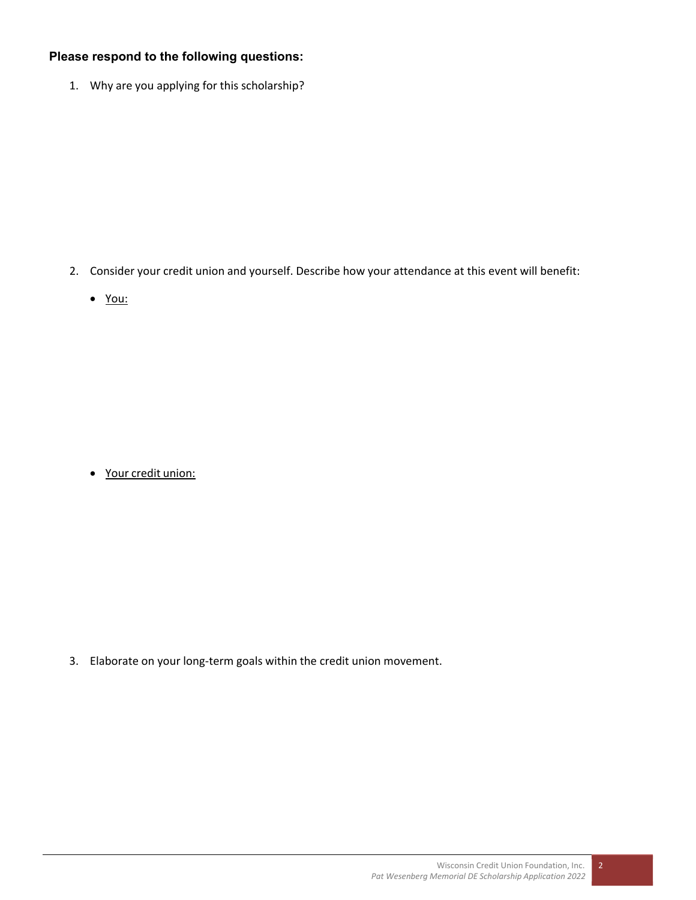**Please respond to the following questions:**

1. Why are you applying for this scholarship?

2. Consider your credit union and yourself. Describe how your attendance at this event will benefit:

   - <u>You:</u>

   - <u>Your credit union:</u>

3. Elaborate on your long-term goals within the credit union movement.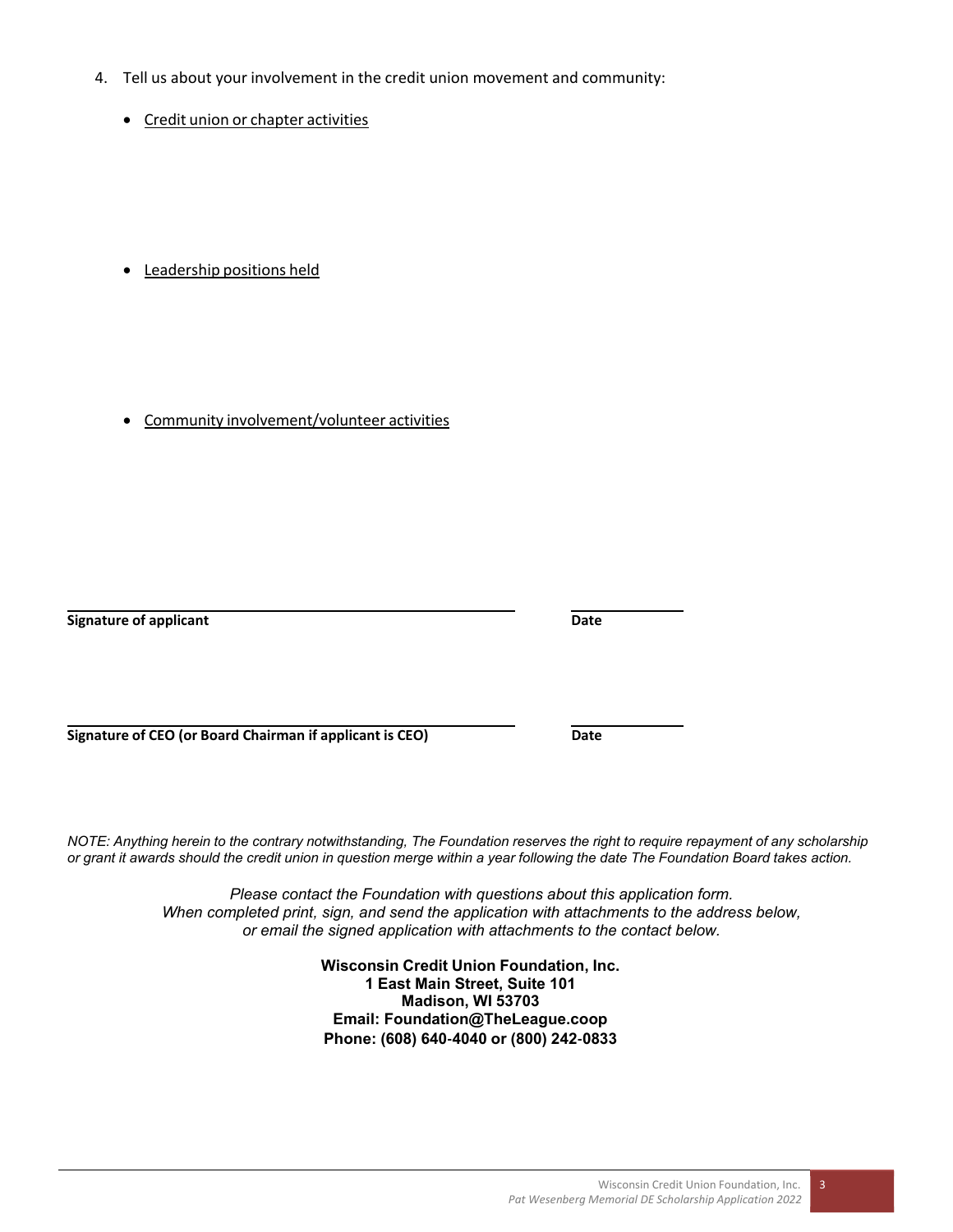4. Tell us about your involvement in the credit union movement and community:

   - Credit union or chapter activities

   - Leadership positions held

   - Community involvement/volunteer activities

**Signature of applicant** **Date**

**Signature of CEO (or Board Chairman if applicant is CEO)** **Date**

*NOTE: Anything herein to the contrary notwithstanding, The Foundation reserves the right to require repayment of any scholarship or grant it awards should the credit union in question merge within a year following the date The Foundation Board takes action.*

*Please contact the Foundation with questions about this application form.*
*When completed print, sign, and send the application with attachments to the address below, or email the signed application with attachments to the contact below.*

**Wisconsin Credit Union Foundation, Inc.**
**1 East Main Street, Suite 101**
**Madison, WI 53703**
**Email: Foundation@TheLeague.coop**
**Phone: (608) 640-4040 or (800) 242-0833**